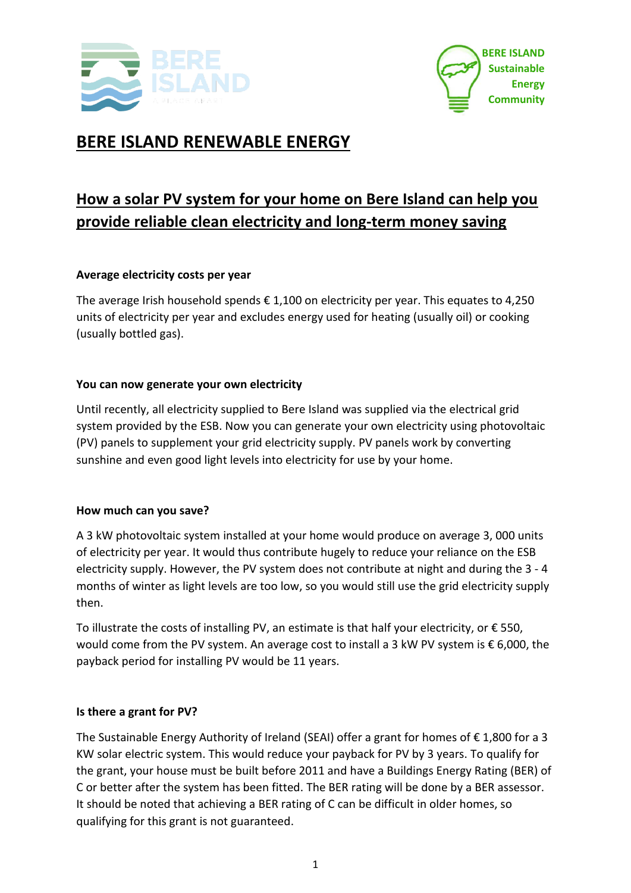# BERE ISLAND RENEWABLE ENERGY

## How a solar PV system for your home on Bere Island can help you provide reliable clean electricity and long-term money saving

### Average electricity costs per year

The average Irish household spends € 1,100 on electricity per year. This equates to 4,250 units of electricity per year and excludes energy used for heating (usually oil) or cooking (usually bottled gas).

### You can now generate your own electricity

Until recently, all electricity supplied to Bere Island was supplied via the electrical grid system provided by the ESB. Now you can generate your own electricity using photovoltaic (PV) panels to supplement your grid electricity supply. PV panels work by converting sunshine and even good light levels into electricity for use by your home.

### How much can you save?

A 3 kW photovoltaic system installed at your home would produce on average 3, 000 units of electricity per year. It would thus contribute hugely to reduce your reliance on the ESB electricity supply. However, the PV system does not contribute at night and during the 3 - 4 months of winter as light levels are too low, so you would still use the grid electricity supply then.

To illustrate the costs of installing PV, an estimate is that half your electricity, or € 550, would come from the PV system. An average cost to install a 3 kW PV system is € 6,000, the payback period for installing PV would be 11 years.

### Is there a grant for PV?

The Sustainable Energy Authority of Ireland (SEAI) offer a grant for homes of € 1,800 for a 3 KW solar electric system. This would reduce your payback for PV by 3 years. To qualify for the grant, your house must be built before 2011 and have a Buildings Energy Rating (BER) of C or better after the system has been fitted. The BER rating will be done by a BER assessor. It should be noted that achieving a BER rating of C can be difficult in older homes, so qualifying for this grant is not guaranteed.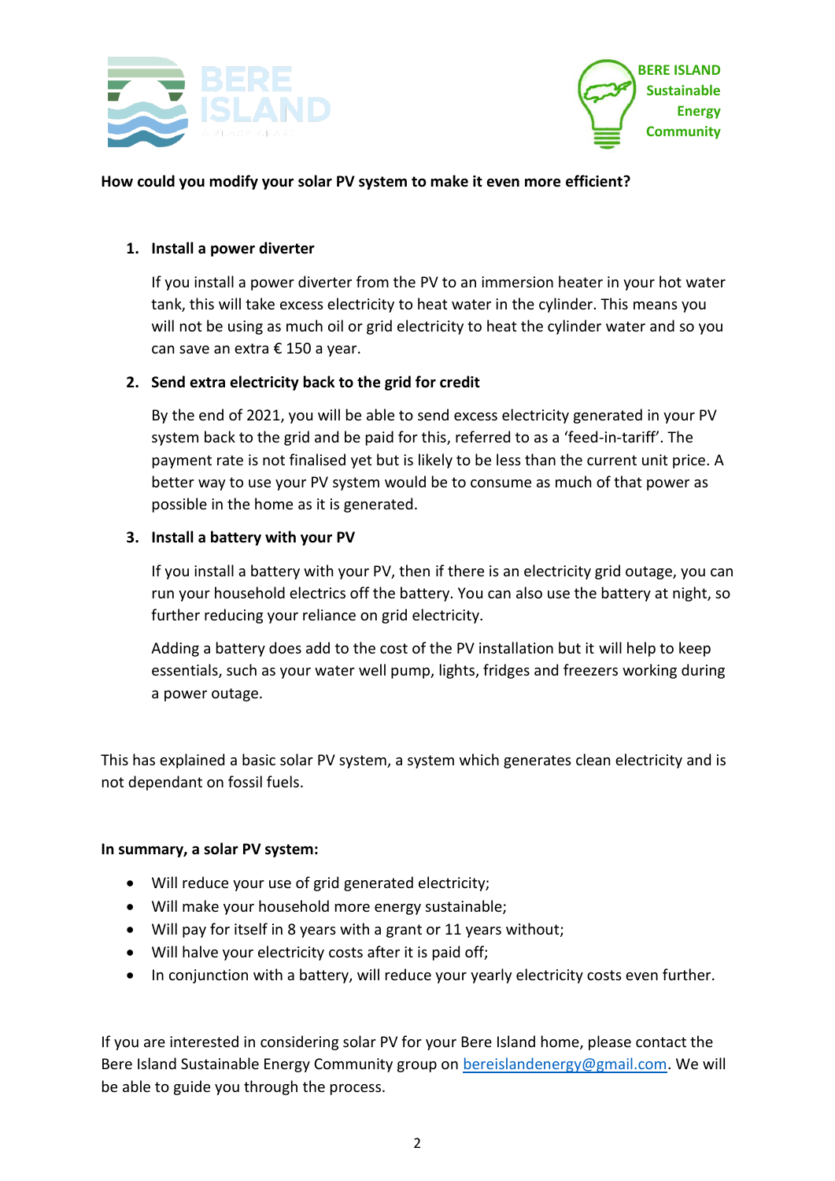**How could you modify your solar PV system to make it even more efficient?**

1. **Install a power diverter**

   If you install a power diverter from the PV to an immersion heater in your hot water tank, this will take excess electricity to heat water in the cylinder. This means you will not be using as much oil or grid electricity to heat the cylinder water and so you can save an extra € 150 a year.

2. **Send extra electricity back to the grid for credit**

   By the end of 2021, you will be able to send excess electricity generated in your PV system back to the grid and be paid for this, referred to as a 'feed-in-tariff'. The payment rate is not finalised yet but is likely to be less than the current unit price. A better way to use your PV system would be to consume as much of that power as possible in the home as it is generated.

3. **Install a battery with your PV**

   If you install a battery with your PV, then if there is an electricity grid outage, you can run your household electrics off the battery. You can also use the battery at night, so further reducing your reliance on grid electricity.

   Adding a battery does add to the cost of the PV installation but it will help to keep essentials, such as your water well pump, lights, fridges and freezers working during a power outage.

This has explained a basic solar PV system, a system which generates clean electricity and is not dependant on fossil fuels.

**In summary, a solar PV system:**

- Will reduce your use of grid generated electricity;
- Will make your household more energy sustainable;
- Will pay for itself in 8 years with a grant or 11 years without;
- Will halve your electricity costs after it is paid off;
- In conjunction with a battery, will reduce your yearly electricity costs even further.

If you are interested in considering solar PV for your Bere Island home, please contact the Bere Island Sustainable Energy Community group on bereislandenergy@gmail.com. We will be able to guide you through the process.